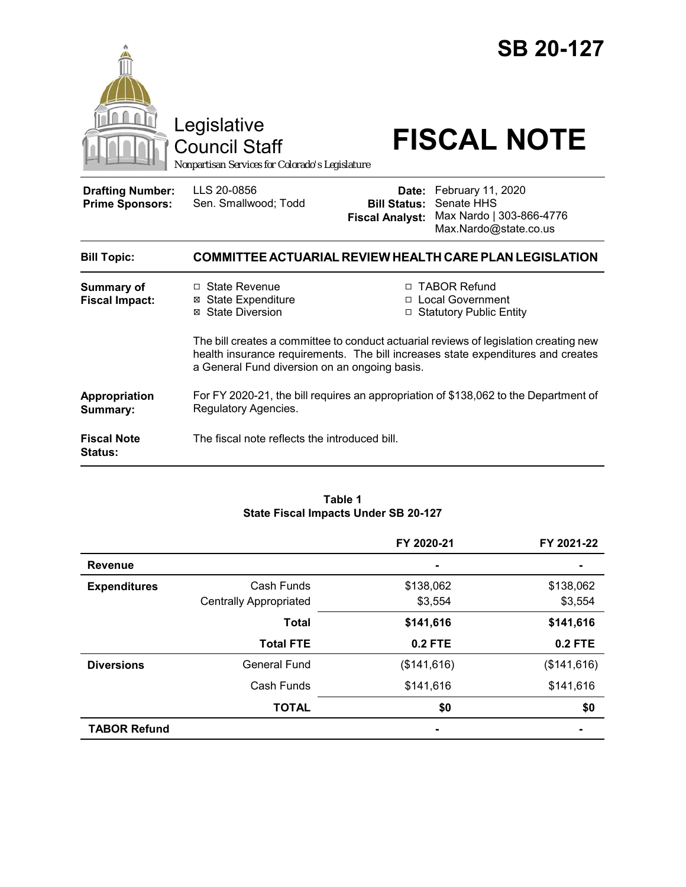# SB 20-127

Legislative Council Staff

*Nonpartisan Services for Colorado's Legislature*

# FISCAL NOTE

| | | | |
|---|---|---|---|
| **Drafting Number:** | LLS 20-0856 | **Date:** | February 11, 2020 |
| **Prime Sponsors:** | Sen. Smallwood; Todd | **Bill Status:** | Senate HHS |
| | | **Fiscal Analyst:** | Max Nardo \| 303-866-4776 Max.Nardo@state.co.us |

**Bill Topic:** **COMMITTEE ACTUARIAL REVIEW HEALTH CARE PLAN LEGISLATION**

**Summary of Fiscal Impact:**

- ☐ State Revenue
- ☒ State Expenditure
- ☒ State Diversion
- ☐ TABOR Refund
- ☐ Local Government
- ☐ Statutory Public Entity

The bill creates a committee to conduct actuarial reviews of legislation creating new health insurance requirements. The bill increases state expenditures and creates a General Fund diversion on an ongoing basis.

**Appropriation Summary:** For FY 2020-21, the bill requires an appropriation of $138,062 to the Department of Regulatory Agencies.

**Fiscal Note Status:** The fiscal note reflects the introduced bill.

**Table 1**
**State Fiscal Impacts Under SB 20-127**

| | | FY 2020-21 | FY 2021-22 |
|---|---|---|---|
| **Revenue** | | - | - |
| **Expenditures** | Cash Funds | $138,062 | $138,062 |
| | Centrally Appropriated | $3,554 | $3,554 |
| | **Total** | **$141,616** | **$141,616** |
| | **Total FTE** | **0.2 FTE** | **0.2 FTE** |
| **Diversions** | General Fund | ($141,616) | ($141,616) |
| | Cash Funds | $141,616 | $141,616 |
| | **TOTAL** | **$0** | **$0** |
| **TABOR Refund** | | - | - |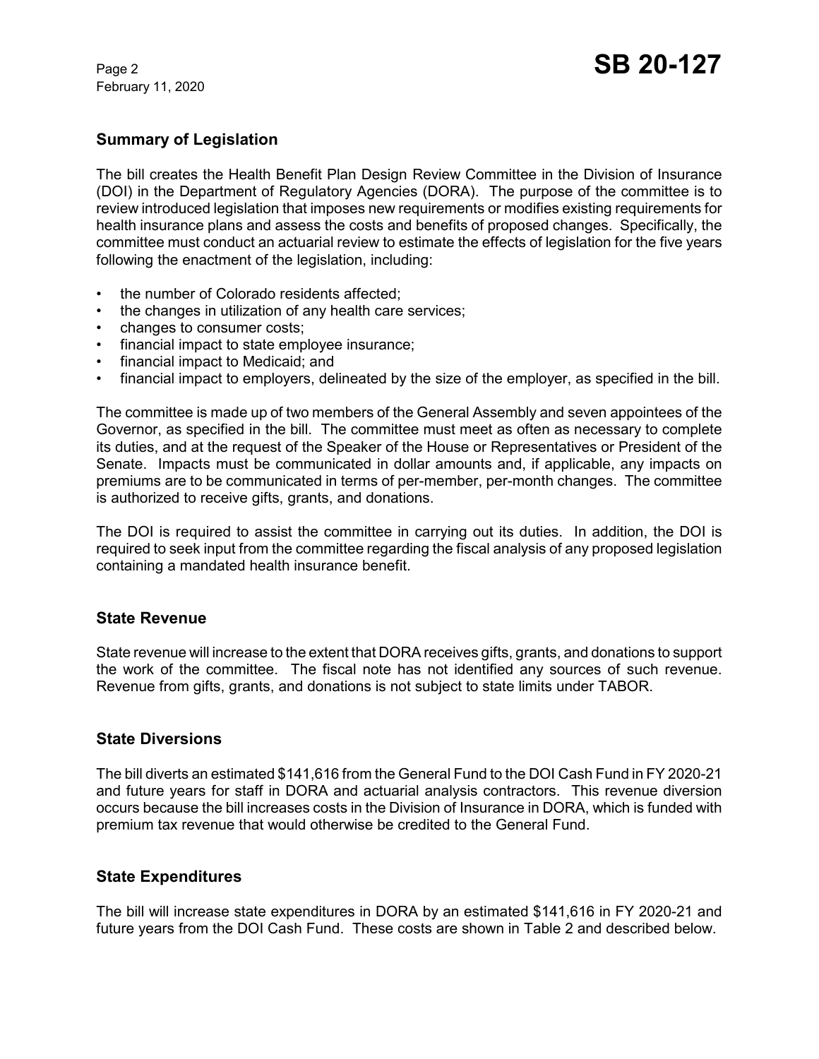## Summary of Legislation

The bill creates the Health Benefit Plan Design Review Committee in the Division of Insurance (DOI) in the Department of Regulatory Agencies (DORA). The purpose of the committee is to review introduced legislation that imposes new requirements or modifies existing requirements for health insurance plans and assess the costs and benefits of proposed changes. Specifically, the committee must conduct an actuarial review to estimate the effects of legislation for the five years following the enactment of the legislation, including:

- the number of Colorado residents affected;
- the changes in utilization of any health care services;
- changes to consumer costs;
- financial impact to state employee insurance;
- financial impact to Medicaid; and
- financial impact to employers, delineated by the size of the employer, as specified in the bill.

The committee is made up of two members of the General Assembly and seven appointees of the Governor, as specified in the bill. The committee must meet as often as necessary to complete its duties, and at the request of the Speaker of the House or Representatives or President of the Senate. Impacts must be communicated in dollar amounts and, if applicable, any impacts on premiums are to be communicated in terms of per-member, per-month changes. The committee is authorized to receive gifts, grants, and donations.

The DOI is required to assist the committee in carrying out its duties. In addition, the DOI is required to seek input from the committee regarding the fiscal analysis of any proposed legislation containing a mandated health insurance benefit.

## State Revenue

State revenue will increase to the extent that DORA receives gifts, grants, and donations to support the work of the committee. The fiscal note has not identified any sources of such revenue. Revenue from gifts, grants, and donations is not subject to state limits under TABOR.

## State Diversions

The bill diverts an estimated $141,616 from the General Fund to the DOI Cash Fund in FY 2020-21 and future years for staff in DORA and actuarial analysis contractors. This revenue diversion occurs because the bill increases costs in the Division of Insurance in DORA, which is funded with premium tax revenue that would otherwise be credited to the General Fund.

## State Expenditures

The bill will increase state expenditures in DORA by an estimated $141,616 in FY 2020-21 and future years from the DOI Cash Fund. These costs are shown in Table 2 and described below.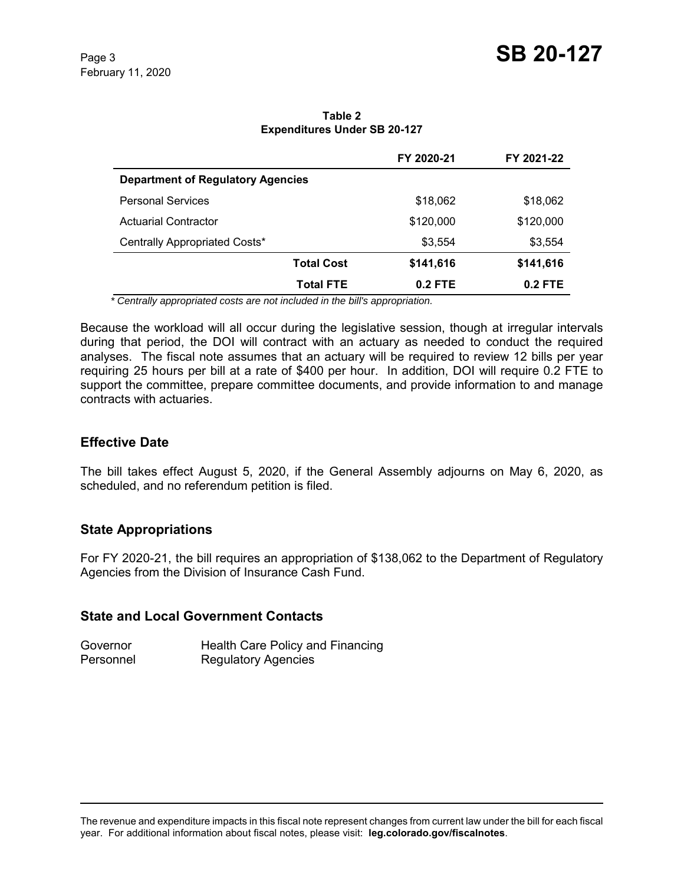**Table 2**
**Expenditures Under SB 20-127**

| | FY 2020-21 | FY 2021-22 |
|---|---|---|
| **Department of Regulatory Agencies** | | |
| Personal Services | $18,062 | $18,062 |
| Actuarial Contractor | $120,000 | $120,000 |
| Centrally Appropriated Costs* | $3,554 | $3,554 |
| **Total Cost** | **$141,616** | **$141,616** |
| **Total FTE** | **0.2 FTE** | **0.2 FTE** |

*\* Centrally appropriated costs are not included in the bill's appropriation.*

Because the workload will all occur during the legislative session, though at irregular intervals during that period, the DOI will contract with an actuary as needed to conduct the required analyses. The fiscal note assumes that an actuary will be required to review 12 bills per year requiring 25 hours per bill at a rate of $400 per hour. In addition, DOI will require 0.2 FTE to support the committee, prepare committee documents, and provide information to and manage contracts with actuaries.

## Effective Date

The bill takes effect August 5, 2020, if the General Assembly adjourns on May 6, 2020, as scheduled, and no referendum petition is filed.

## State Appropriations

For FY 2020-21, the bill requires an appropriation of $138,062 to the Department of Regulatory Agencies from the Division of Insurance Cash Fund.

## State and Local Government Contacts

| | |
|---|---|
| Governor | Health Care Policy and Financing |
| Personnel | Regulatory Agencies |

The revenue and expenditure impacts in this fiscal note represent changes from current law under the bill for each fiscal year. For additional information about fiscal notes, please visit: **leg.colorado.gov/fiscalnotes**.